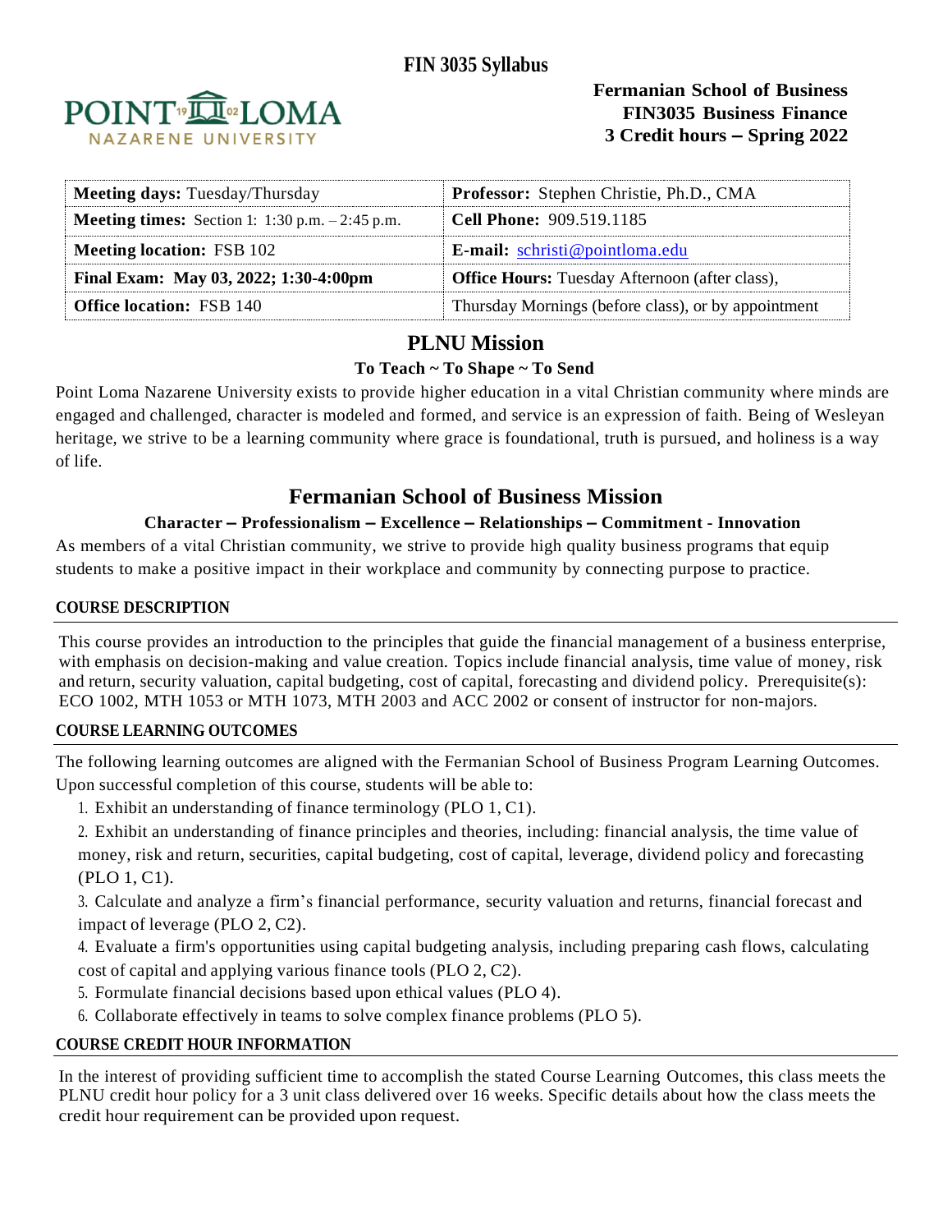# FIN 3035 Syllabus

**Fermanian School of Business**
**FIN3035 Business Finance**
**3 Credit hours – Spring 2022**

| **Meeting days:** Tuesday/Thursday | **Professor:** Stephen Christie, Ph.D., CMA |
|---|---|
| **Meeting times:** Section 1: 1:30 p.m. – 2:45 p.m. | **Cell Phone:** 909.519.1185 |
| **Meeting location:** FSB 102 | **E-mail:** schristi@pointloma.edu |
| **Final Exam: May 03, 2022; 1:30-4:00pm** | **Office Hours:** Tuesday Afternoon (after class), |
| **Office location:** FSB 140 | Thursday Mornings (before class), or by appointment |

## PLNU Mission

**To Teach ~ To Shape ~ To Send**

Point Loma Nazarene University exists to provide higher education in a vital Christian community where minds are engaged and challenged, character is modeled and formed, and service is an expression of faith. Being of Wesleyan heritage, we strive to be a learning community where grace is foundational, truth is pursued, and holiness is a way of life.

## Fermanian School of Business Mission

**Character – Professionalism – Excellence – Relationships – Commitment - Innovation**

As members of a vital Christian community, we strive to provide high quality business programs that equip students to make a positive impact in their workplace and community by connecting purpose to practice.

### COURSE DESCRIPTION

This course provides an introduction to the principles that guide the financial management of a business enterprise, with emphasis on decision-making and value creation. Topics include financial analysis, time value of money, risk and return, security valuation, capital budgeting, cost of capital, forecasting and dividend policy. Prerequisite(s): ECO 1002, MTH 1053 or MTH 1073, MTH 2003 and ACC 2002 or consent of instructor for non-majors.

### COURSE LEARNING OUTCOMES

The following learning outcomes are aligned with the Fermanian School of Business Program Learning Outcomes. Upon successful completion of this course, students will be able to:

1. Exhibit an understanding of finance terminology (PLO 1, C1).
2. Exhibit an understanding of finance principles and theories, including: financial analysis, the time value of money, risk and return, securities, capital budgeting, cost of capital, leverage, dividend policy and forecasting (PLO 1, C1).
3. Calculate and analyze a firm's financial performance, security valuation and returns, financial forecast and impact of leverage (PLO 2, C2).
4. Evaluate a firm's opportunities using capital budgeting analysis, including preparing cash flows, calculating cost of capital and applying various finance tools (PLO 2, C2).
5. Formulate financial decisions based upon ethical values (PLO 4).
6. Collaborate effectively in teams to solve complex finance problems (PLO 5).

### COURSE CREDIT HOUR INFORMATION

In the interest of providing sufficient time to accomplish the stated Course Learning Outcomes, this class meets the PLNU credit hour policy for a 3 unit class delivered over 16 weeks. Specific details about how the class meets the credit hour requirement can be provided upon request.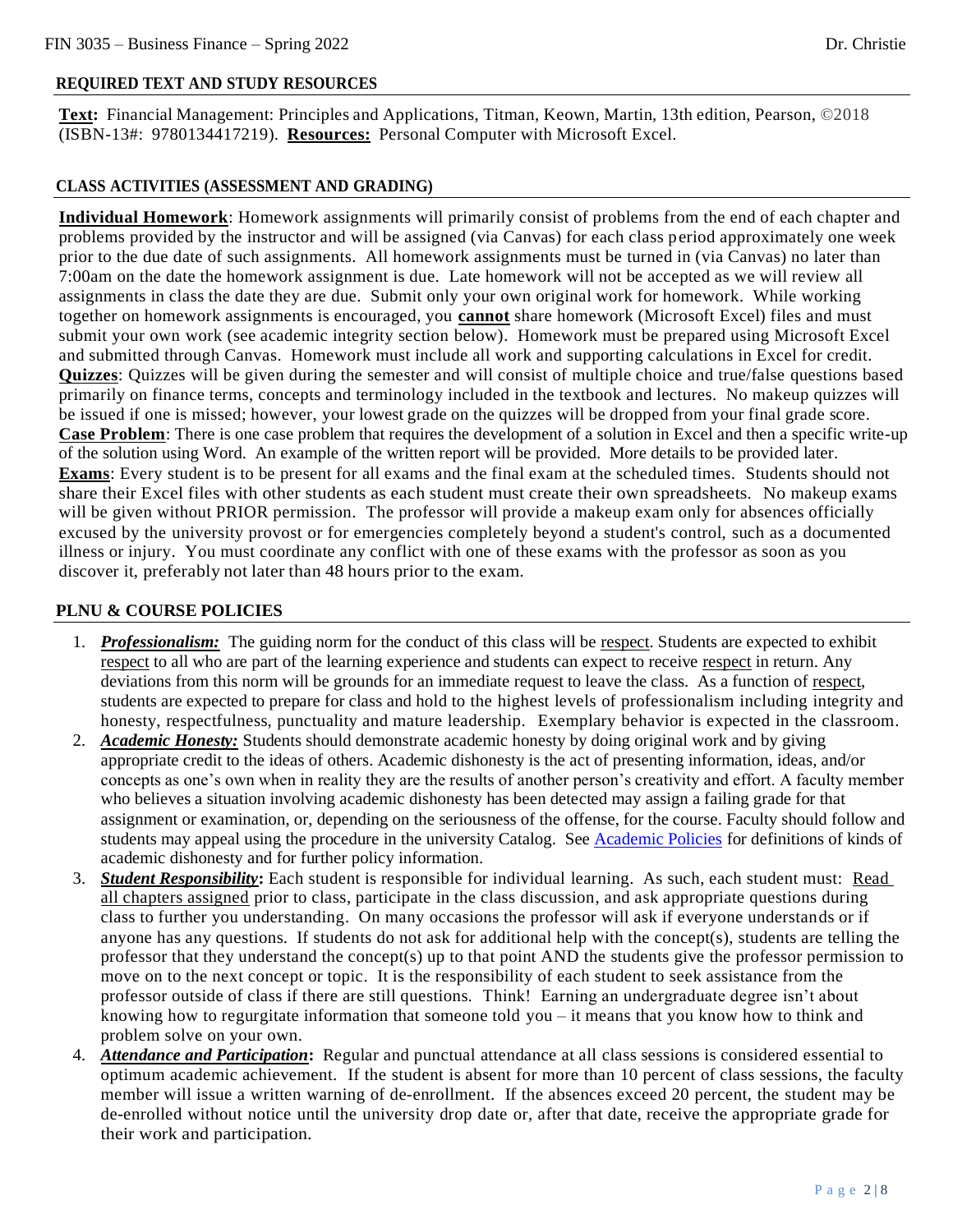## REQUIRED TEXT AND STUDY RESOURCES

**Text:** Financial Management: Principles and Applications, Titman, Keown, Martin, 13th edition, Pearson, ©2018 (ISBN-13#: 9780134417219). **Resources:** Personal Computer with Microsoft Excel.

## CLASS ACTIVITIES (ASSESSMENT AND GRADING)

**Individual Homework**: Homework assignments will primarily consist of problems from the end of each chapter and problems provided by the instructor and will be assigned (via Canvas) for each class period approximately one week prior to the due date of such assignments. All homework assignments must be turned in (via Canvas) no later than 7:00am on the date the homework assignment is due. Late homework will not be accepted as we will review all assignments in class the date they are due. Submit only your own original work for homework. While working together on homework assignments is encouraged, you **cannot** share homework (Microsoft Excel) files and must submit your own work (see academic integrity section below). Homework must be prepared using Microsoft Excel and submitted through Canvas. Homework must include all work and supporting calculations in Excel for credit.
**Quizzes**: Quizzes will be given during the semester and will consist of multiple choice and true/false questions based primarily on finance terms, concepts and terminology included in the textbook and lectures. No makeup quizzes will be issued if one is missed; however, your lowest grade on the quizzes will be dropped from your final grade score.
**Case Problem**: There is one case problem that requires the development of a solution in Excel and then a specific write-up of the solution using Word. An example of the written report will be provided. More details to be provided later.
**Exams**: Every student is to be present for all exams and the final exam at the scheduled times. Students should not share their Excel files with other students as each student must create their own spreadsheets. No makeup exams will be given without PRIOR permission. The professor will provide a makeup exam only for absences officially excused by the university provost or for emergencies completely beyond a student's control, such as a documented illness or injury. You must coordinate any conflict with one of these exams with the professor as soon as you discover it, preferably not later than 48 hours prior to the exam.

## PLNU & COURSE POLICIES

1. ***Professionalism:*** The guiding norm for the conduct of this class will be respect. Students are expected to exhibit respect to all who are part of the learning experience and students can expect to receive respect in return. Any deviations from this norm will be grounds for an immediate request to leave the class. As a function of respect, students are expected to prepare for class and hold to the highest levels of professionalism including integrity and honesty, respectfulness, punctuality and mature leadership. Exemplary behavior is expected in the classroom.
2. ***Academic Honesty:*** Students should demonstrate academic honesty by doing original work and by giving appropriate credit to the ideas of others. Academic dishonesty is the act of presenting information, ideas, and/or concepts as one's own when in reality they are the results of another person's creativity and effort. A faculty member who believes a situation involving academic dishonesty has been detected may assign a failing grade for that assignment or examination, or, depending on the seriousness of the offense, for the course. Faculty should follow and students may appeal using the procedure in the university Catalog. See Academic Policies for definitions of kinds of academic dishonesty and for further policy information.
3. ***Student Responsibility*:** Each student is responsible for individual learning. As such, each student must: Read all chapters assigned prior to class, participate in the class discussion, and ask appropriate questions during class to further you understanding. On many occasions the professor will ask if everyone understands or if anyone has any questions. If students do not ask for additional help with the concept(s), students are telling the professor that they understand the concept(s) up to that point AND the students give the professor permission to move on to the next concept or topic. It is the responsibility of each student to seek assistance from the professor outside of class if there are still questions. Think! Earning an undergraduate degree isn't about knowing how to regurgitate information that someone told you – it means that you know how to think and problem solve on your own.
4. ***Attendance and Participation*:** Regular and punctual attendance at all class sessions is considered essential to optimum academic achievement. If the student is absent for more than 10 percent of class sessions, the faculty member will issue a written warning of de-enrollment. If the absences exceed 20 percent, the student may be de-enrolled without notice until the university drop date or, after that date, receive the appropriate grade for their work and participation.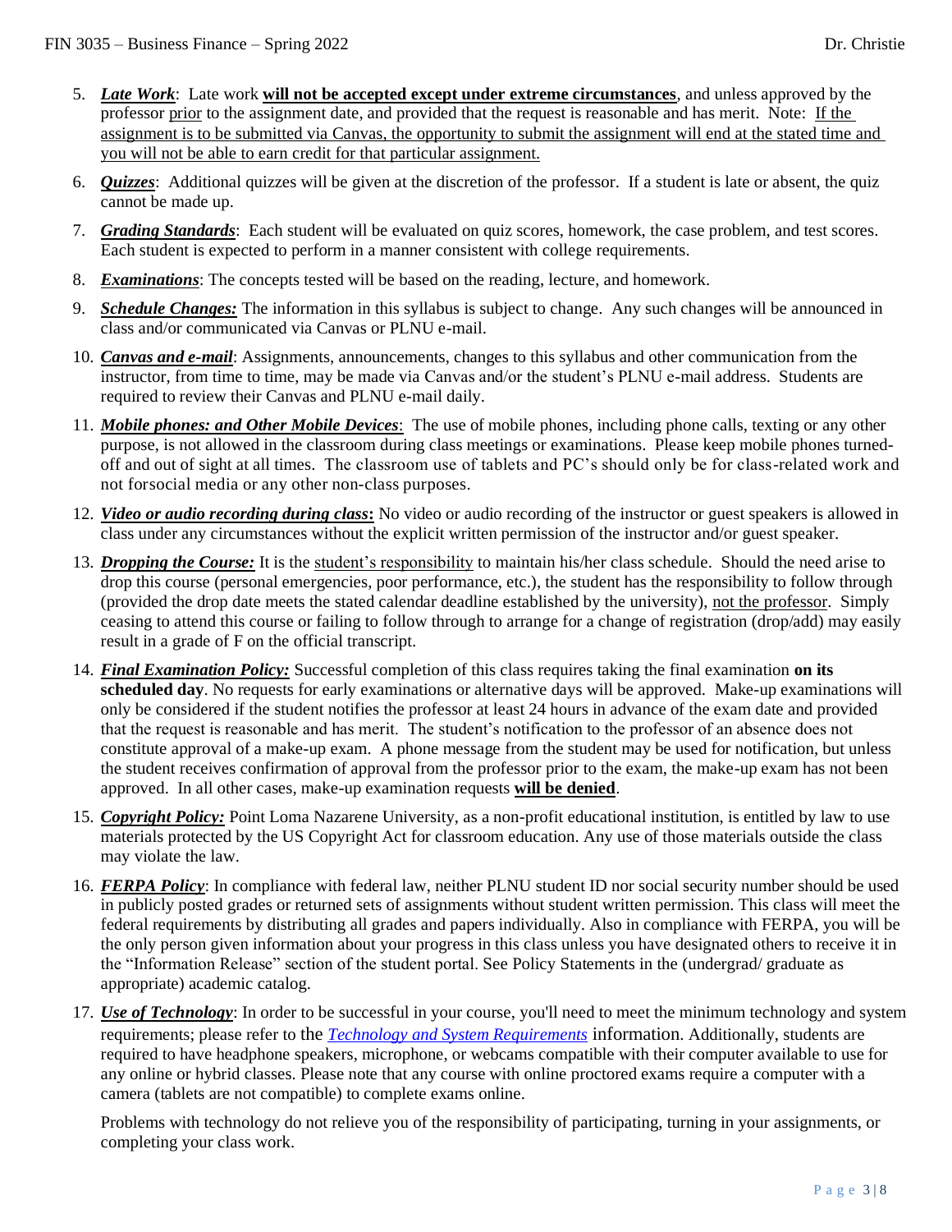5. ***Late Work***: Late work **will not be accepted except under extreme circumstances**, and unless approved by the professor prior to the assignment date, and provided that the request is reasonable and has merit. Note: If the assignment is to be submitted via Canvas, the opportunity to submit the assignment will end at the stated time and you will not be able to earn credit for that particular assignment.

6. ***Quizzes***: Additional quizzes will be given at the discretion of the professor. If a student is late or absent, the quiz cannot be made up.

7. ***Grading Standards***: Each student will be evaluated on quiz scores, homework, the case problem, and test scores. Each student is expected to perform in a manner consistent with college requirements.

8. ***Examinations***: The concepts tested will be based on the reading, lecture, and homework.

9. ***Schedule Changes:*** The information in this syllabus is subject to change. Any such changes will be announced in class and/or communicated via Canvas or PLNU e-mail.

10. ***Canvas and e-mail***: Assignments, announcements, changes to this syllabus and other communication from the instructor, from time to time, may be made via Canvas and/or the student's PLNU e-mail address. Students are required to review their Canvas and PLNU e-mail daily.

11. ***Mobile phones: and Other Mobile Devices***: The use of mobile phones, including phone calls, texting or any other purpose, is not allowed in the classroom during class meetings or examinations. Please keep mobile phones turned-off and out of sight at all times. The classroom use of tablets and PC's should only be for class-related work and not forsocial media or any other non-class purposes.

12. ***Video or audio recording during class*:** No video or audio recording of the instructor or guest speakers is allowed in class under any circumstances without the explicit written permission of the instructor and/or guest speaker.

13. ***Dropping the Course:*** It is the student's responsibility to maintain his/her class schedule. Should the need arise to drop this course (personal emergencies, poor performance, etc.), the student has the responsibility to follow through (provided the drop date meets the stated calendar deadline established by the university), not the professor. Simply ceasing to attend this course or failing to follow through to arrange for a change of registration (drop/add) may easily result in a grade of F on the official transcript.

14. ***Final Examination Policy:*** Successful completion of this class requires taking the final examination **on its scheduled day**. No requests for early examinations or alternative days will be approved. Make-up examinations will only be considered if the student notifies the professor at least 24 hours in advance of the exam date and provided that the request is reasonable and has merit. The student's notification to the professor of an absence does not constitute approval of a make-up exam. A phone message from the student may be used for notification, but unless the student receives confirmation of approval from the professor prior to the exam, the make-up exam has not been approved. In all other cases, make-up examination requests **will be denied**.

15. ***Copyright Policy:*** Point Loma Nazarene University, as a non-profit educational institution, is entitled by law to use materials protected by the US Copyright Act for classroom education. Any use of those materials outside the class may violate the law.

16. ***FERPA Policy***: In compliance with federal law, neither PLNU student ID nor social security number should be used in publicly posted grades or returned sets of assignments without student written permission. This class will meet the federal requirements by distributing all grades and papers individually. Also in compliance with FERPA, you will be the only person given information about your progress in this class unless you have designated others to receive it in the "Information Release" section of the student portal. See Policy Statements in the (undergrad/ graduate as appropriate) academic catalog.

17. ***Use of Technology***: In order to be successful in your course, you'll need to meet the minimum technology and system requirements; please refer to the *Technology and System Requirements* information. Additionally, students are required to have headphone speakers, microphone, or webcams compatible with their computer available to use for any online or hybrid classes. Please note that any course with online proctored exams require a computer with a camera (tablets are not compatible) to complete exams online.

    Problems with technology do not relieve you of the responsibility of participating, turning in your assignments, or completing your class work.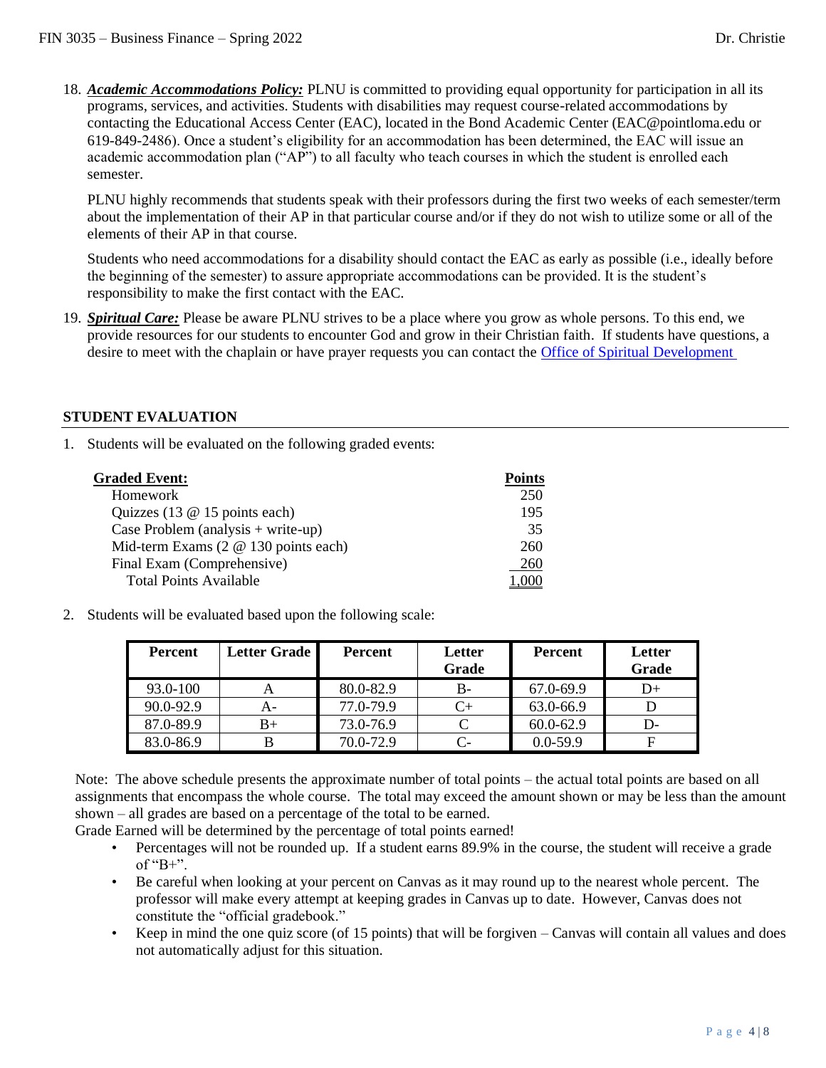18. ***Academic Accommodations Policy:*** PLNU is committed to providing equal opportunity for participation in all its programs, services, and activities. Students with disabilities may request course-related accommodations by contacting the Educational Access Center (EAC), located in the Bond Academic Center (EAC@pointloma.edu or 619-849-2486). Once a student's eligibility for an accommodation has been determined, the EAC will issue an academic accommodation plan ("AP") to all faculty who teach courses in which the student is enrolled each semester.

    PLNU highly recommends that students speak with their professors during the first two weeks of each semester/term about the implementation of their AP in that particular course and/or if they do not wish to utilize some or all of the elements of their AP in that course.

    Students who need accommodations for a disability should contact the EAC as early as possible (i.e., ideally before the beginning of the semester) to assure appropriate accommodations can be provided. It is the student's responsibility to make the first contact with the EAC.

19. ***Spiritual Care:*** Please be aware PLNU strives to be a place where you grow as whole persons. To this end, we provide resources for our students to encounter God and grow in their Christian faith. If students have questions, a desire to meet with the chaplain or have prayer requests you can contact the Office of Spiritual Development

## STUDENT EVALUATION

1. Students will be evaluated on the following graded events:

| Graded Event: | Points |
|---|---|
| Homework | 250 |
| Quizzes (13 @ 15 points each) | 195 |
| Case Problem (analysis + write-up) | 35 |
| Mid-term Exams (2 @ 130 points each) | 260 |
| Final Exam (Comprehensive) | 260 |
| Total Points Available | 1,000 |

2. Students will be evaluated based upon the following scale:

| Percent | Letter Grade | Percent | Letter Grade | Percent | Letter Grade |
|---|---|---|---|---|---|
| 93.0-100 | A | 80.0-82.9 | B- | 67.0-69.9 | D+ |
| 90.0-92.9 | A- | 77.0-79.9 | C+ | 63.0-66.9 | D |
| 87.0-89.9 | B+ | 73.0-76.9 | C | 60.0-62.9 | D- |
| 83.0-86.9 | B | 70.0-72.9 | C- | 0.0-59.9 | F |

Note: The above schedule presents the approximate number of total points – the actual total points are based on all assignments that encompass the whole course. The total may exceed the amount shown or may be less than the amount shown – all grades are based on a percentage of the total to be earned.

Grade Earned will be determined by the percentage of total points earned!

- Percentages will not be rounded up. If a student earns 89.9% in the course, the student will receive a grade of "B+".
- Be careful when looking at your percent on Canvas as it may round up to the nearest whole percent. The professor will make every attempt at keeping grades in Canvas up to date. However, Canvas does not constitute the "official gradebook."
- Keep in mind the one quiz score (of 15 points) that will be forgiven – Canvas will contain all values and does not automatically adjust for this situation.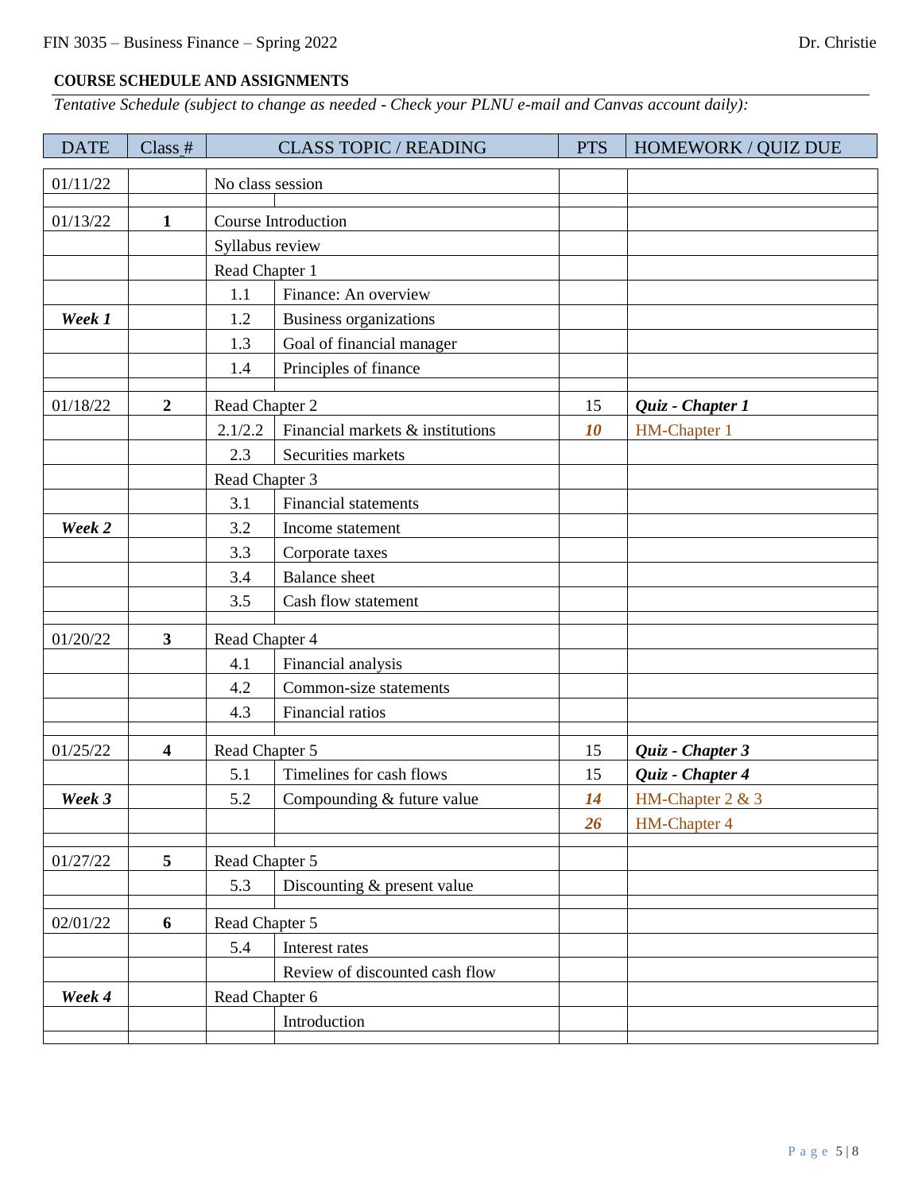**COURSE SCHEDULE AND ASSIGNMENTS**

*Tentative Schedule (subject to change as needed - Check your PLNU e-mail and Canvas account daily):*

| DATE | Class # | CLASS TOPIC / READING | | PTS | HOMEWORK / QUIZ DUE |
|---|---|---|---|---|---|
| 01/11/22 | | No class session | | | |
| 01/13/22 | **1** | Course Introduction | | | |
| | | Syllabus review | | | |
| | | Read Chapter 1 | | | |
| | | 1.1 | Finance: An overview | | |
| ***Week 1*** | | 1.2 | Business organizations | | |
| | | 1.3 | Goal of financial manager | | |
| | | 1.4 | Principles of finance | | |
| 01/18/22 | **2** | Read Chapter 2 | | 15 | ***Quiz - Chapter 1*** |
| | | 2.1/2.2 | Financial markets & institutions | ***10*** | HM-Chapter 1 |
| | | 2.3 | Securities markets | | |
| | | Read Chapter 3 | | | |
| | | 3.1 | Financial statements | | |
| ***Week 2*** | | 3.2 | Income statement | | |
| | | 3.3 | Corporate taxes | | |
| | | 3.4 | Balance sheet | | |
| | | 3.5 | Cash flow statement | | |
| 01/20/22 | **3** | Read Chapter 4 | | | |
| | | 4.1 | Financial analysis | | |
| | | 4.2 | Common-size statements | | |
| | | 4.3 | Financial ratios | | |
| 01/25/22 | **4** | Read Chapter 5 | | 15 | ***Quiz - Chapter 3*** |
| | | 5.1 | Timelines for cash flows | 15 | ***Quiz - Chapter 4*** |
| ***Week 3*** | | 5.2 | Compounding & future value | ***14*** | HM-Chapter 2 & 3 |
| | | | | ***26*** | HM-Chapter 4 |
| 01/27/22 | **5** | Read Chapter 5 | | | |
| | | 5.3 | Discounting & present value | | |
| 02/01/22 | **6** | Read Chapter 5 | | | |
| | | 5.4 | Interest rates | | |
| | | | Review of discounted cash flow | | |
| ***Week 4*** | | Read Chapter 6 | | | |
| | | | Introduction | | |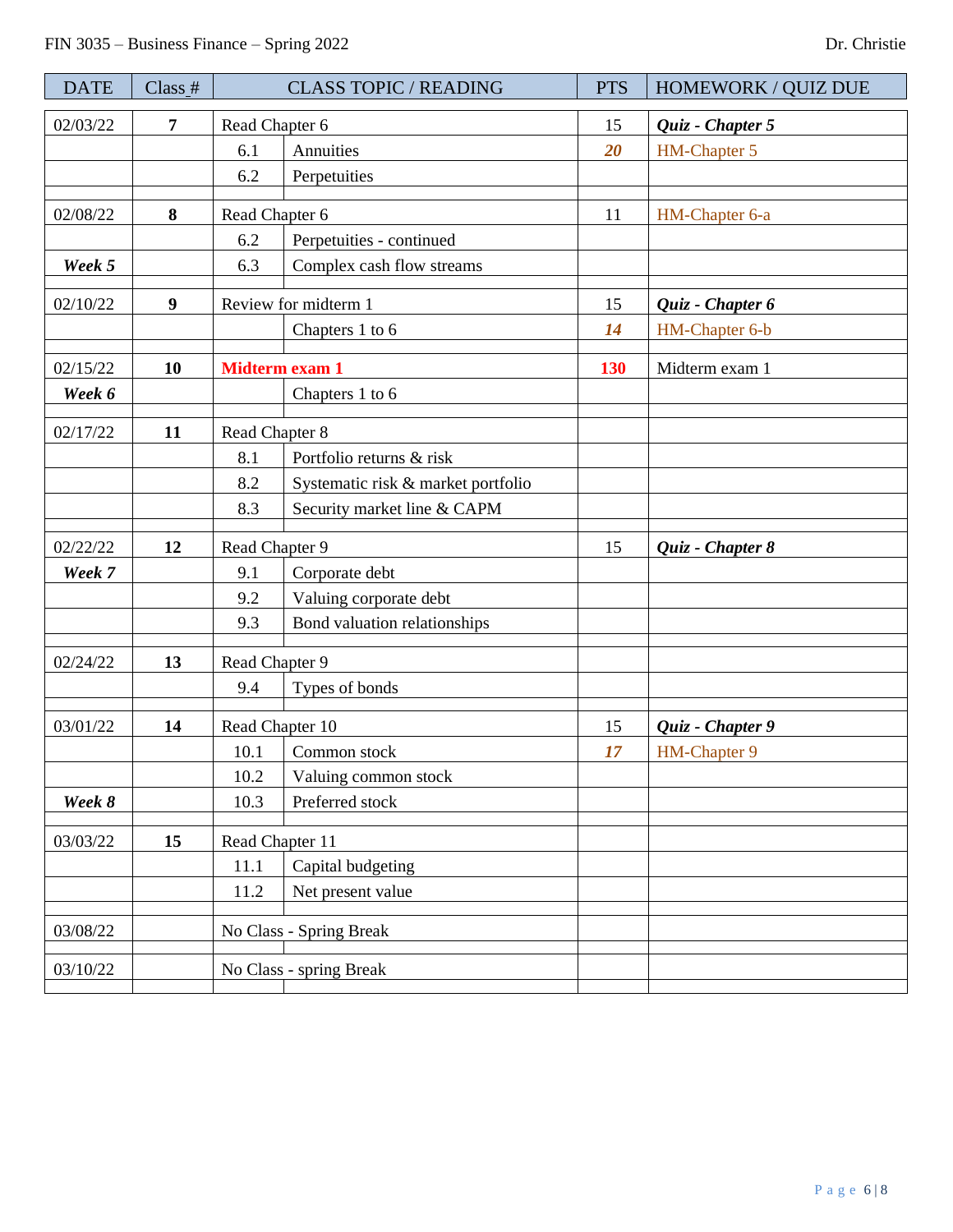FIN 3035 – Business Finance – Spring 2022 Dr. Christie

| DATE | Class # | CLASS TOPIC / READING | | PTS | HOMEWORK / QUIZ DUE |
|---|---|---|---|---|---|
| 02/03/22 | **7** | Read Chapter 6 | | 15 | ***Quiz - Chapter 5*** |
| | | 6.1 | Annuities | ***20*** | HM-Chapter 5 |
| | | 6.2 | Perpetuities | | |
| 02/08/22 | **8** | Read Chapter 6 | | 11 | HM-Chapter 6-a |
| | | 6.2 | Perpetuities - continued | | |
| ***Week 5*** | | 6.3 | Complex cash flow streams | | |
| 02/10/22 | **9** | Review for midterm 1 | | 15 | ***Quiz - Chapter 6*** |
| | | | Chapters 1 to 6 | ***14*** | HM-Chapter 6-b |
| 02/15/22 | **10** | **Midterm exam 1** | | **130** | Midterm exam 1 |
| ***Week 6*** | | | Chapters 1 to 6 | | |
| 02/17/22 | **11** | Read Chapter 8 | | | |
| | | 8.1 | Portfolio returns & risk | | |
| | | 8.2 | Systematic risk & market portfolio | | |
| | | 8.3 | Security market line & CAPM | | |
| 02/22/22 | **12** | Read Chapter 9 | | 15 | ***Quiz - Chapter 8*** |
| ***Week 7*** | | 9.1 | Corporate debt | | |
| | | 9.2 | Valuing corporate debt | | |
| | | 9.3 | Bond valuation relationships | | |
| 02/24/22 | **13** | Read Chapter 9 | | | |
| | | 9.4 | Types of bonds | | |
| 03/01/22 | **14** | Read Chapter 10 | | 15 | ***Quiz - Chapter 9*** |
| | | 10.1 | Common stock | ***17*** | HM-Chapter 9 |
| | | 10.2 | Valuing common stock | | |
| ***Week 8*** | | 10.3 | Preferred stock | | |
| 03/03/22 | **15** | Read Chapter 11 | | | |
| | | 11.1 | Capital budgeting | | |
| | | 11.2 | Net present value | | |
| 03/08/22 | | No Class - Spring Break | | | |
| 03/10/22 | | No Class - spring Break | | | |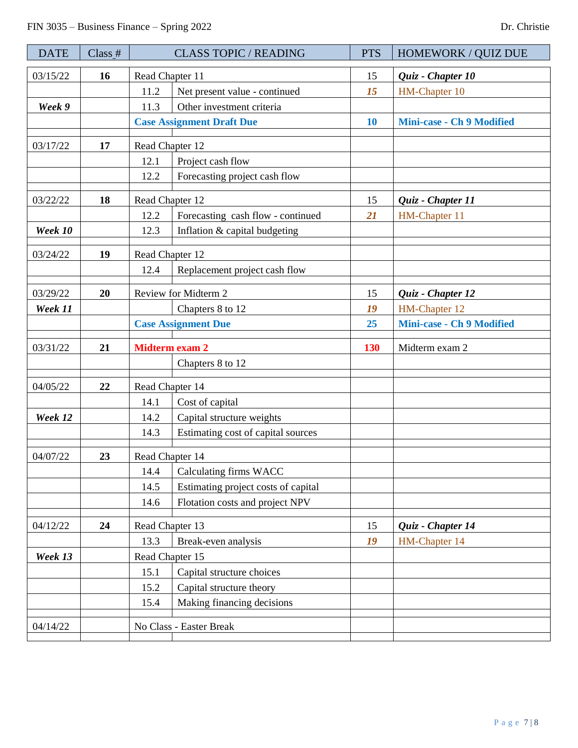| DATE | Class # | CLASS TOPIC / READING | | PTS | HOMEWORK / QUIZ DUE |
|---|---|---|---|---|---|
| 03/15/22 | **16** | Read Chapter 11 | | 15 | ***Quiz - Chapter 10*** |
| | | 11.2 | Net present value - continued | ***15*** | HM-Chapter 10 |
| ***Week 9*** | | 11.3 | Other investment criteria | | |
| | | **Case Assignment Draft Due** | | **10** | **Mini-case - Ch 9 Modified** |
| 03/17/22 | **17** | Read Chapter 12 | | | |
| | | 12.1 | Project cash flow | | |
| | | 12.2 | Forecasting project cash flow | | |
| 03/22/22 | **18** | Read Chapter 12 | | 15 | ***Quiz - Chapter 11*** |
| | | 12.2 | Forecasting cash flow - continued | ***21*** | HM-Chapter 11 |
| ***Week 10*** | | 12.3 | Inflation & capital budgeting | | |
| 03/24/22 | **19** | Read Chapter 12 | | | |
| | | 12.4 | Replacement project cash flow | | |
| 03/29/22 | **20** | Review for Midterm 2 | | 15 | ***Quiz - Chapter 12*** |
| ***Week 11*** | | | Chapters 8 to 12 | ***19*** | HM-Chapter 12 |
| | | **Case Assignment Due** | | **25** | **Mini-case - Ch 9 Modified** |
| 03/31/22 | **21** | **Midterm exam 2** | | **130** | Midterm exam 2 |
| | | | Chapters 8 to 12 | | |
| 04/05/22 | **22** | Read Chapter 14 | | | |
| | | 14.1 | Cost of capital | | |
| ***Week 12*** | | 14.2 | Capital structure weights | | |
| | | 14.3 | Estimating cost of capital sources | | |
| 04/07/22 | **23** | Read Chapter 14 | | | |
| | | 14.4 | Calculating firms WACC | | |
| | | 14.5 | Estimating project costs of capital | | |
| | | 14.6 | Flotation costs and project NPV | | |
| 04/12/22 | **24** | Read Chapter 13 | | 15 | ***Quiz - Chapter 14*** |
| | | 13.3 | Break-even analysis | ***19*** | HM-Chapter 14 |
| ***Week 13*** | | Read Chapter 15 | | | |
| | | 15.1 | Capital structure choices | | |
| | | 15.2 | Capital structure theory | | |
| | | 15.4 | Making financing decisions | | |
| 04/14/22 | | No Class - Easter Break | | | |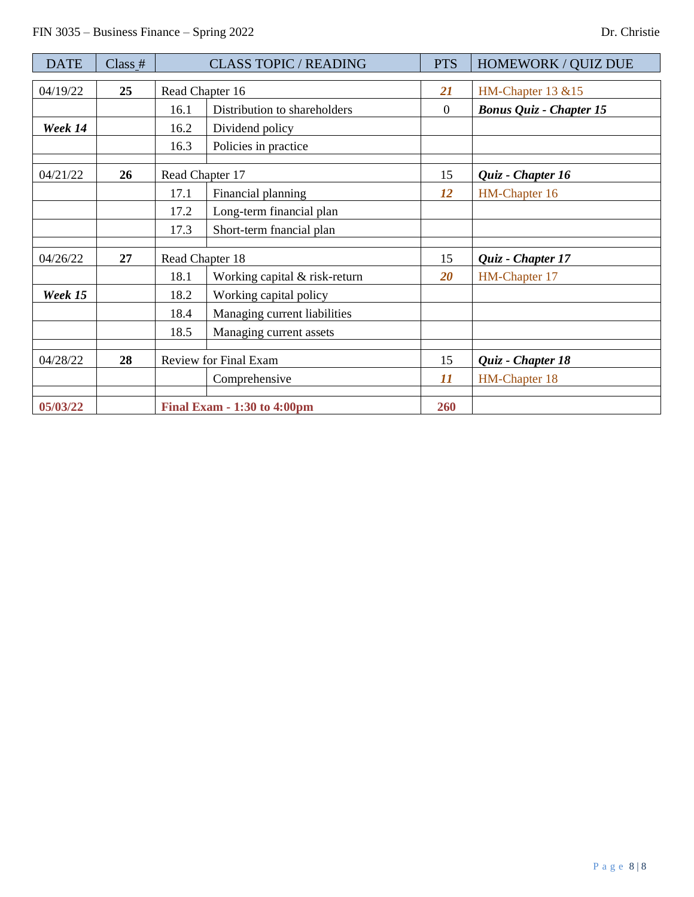| DATE | Class # | CLASS TOPIC / READING | | PTS | HOMEWORK / QUIZ DUE |
|---|---|---|---|---|---|
| 04/19/22 | **25** | Read Chapter 16 | | ***21*** | HM-Chapter 13 &15 |
| | | 16.1 | Distribution to shareholders | 0 | ***Bonus Quiz - Chapter 15*** |
| ***Week 14*** | | 16.2 | Dividend policy | | |
| | | 16.3 | Policies in practice | | |
| | | | | | |
| 04/21/22 | **26** | Read Chapter 17 | | 15 | ***Quiz - Chapter 16*** |
| | | 17.1 | Financial planning | ***12*** | HM-Chapter 16 |
| | | 17.2 | Long-term financial plan | | |
| | | 17.3 | Short-term fnancial plan | | |
| | | | | | |
| 04/26/22 | **27** | Read Chapter 18 | | 15 | ***Quiz - Chapter 17*** |
| | | 18.1 | Working capital & risk-return | ***20*** | HM-Chapter 17 |
| ***Week 15*** | | 18.2 | Working capital policy | | |
| | | 18.4 | Managing current liabilities | | |
| | | 18.5 | Managing current assets | | |
| | | | | | |
| 04/28/22 | **28** | Review for Final Exam | | 15 | ***Quiz - Chapter 18*** |
| | | | Comprehensive | ***11*** | HM-Chapter 18 |
| | | | | | |
| **05/03/22** | | **Final Exam - 1:30 to 4:00pm** | | **260** | |